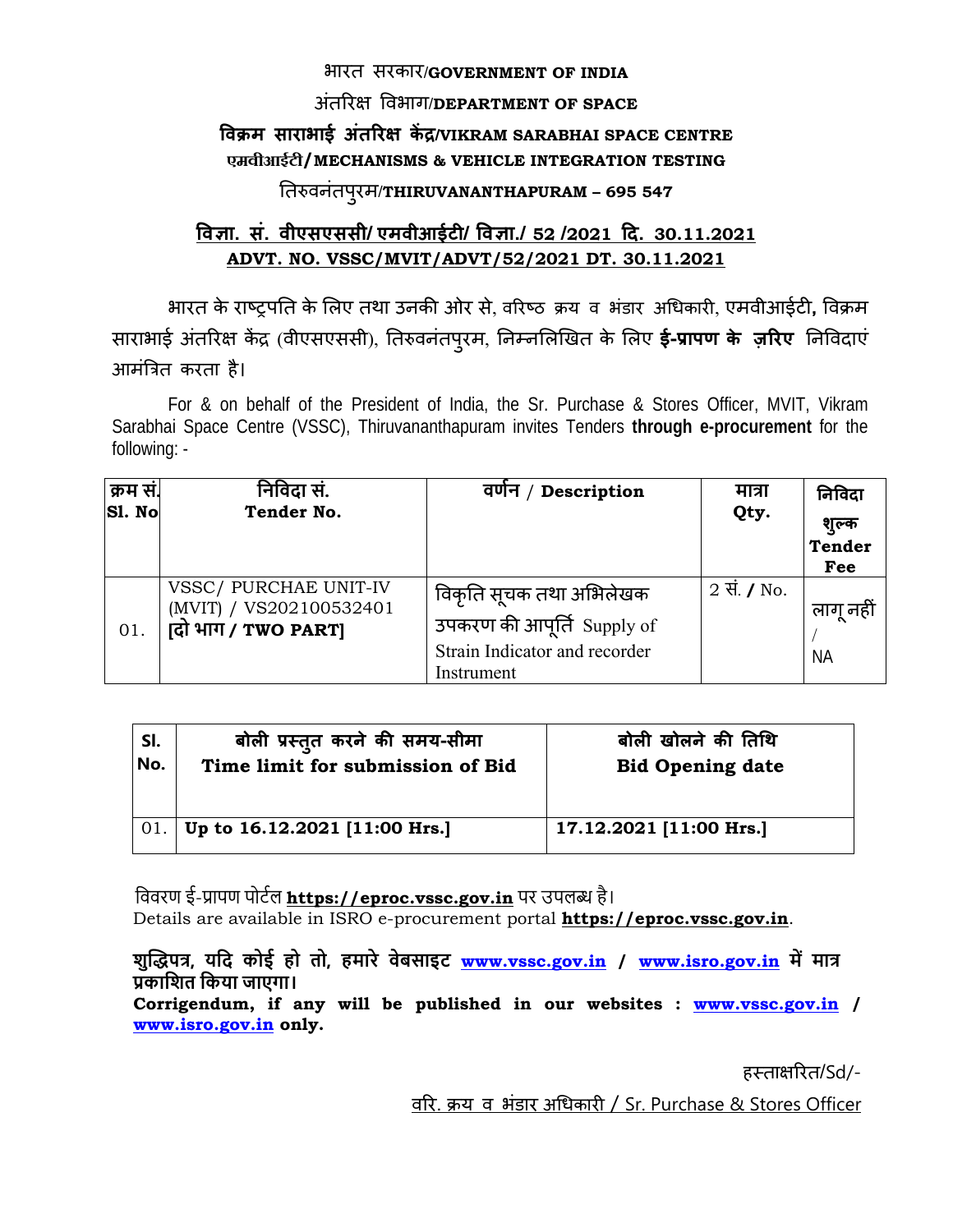भारत सरकार/**GOVERNMENT OF INDIA**

अंतरिक्ष विभाग/**DEPARTMENT OF SPACE**

**विक्रम साराभाई अंतरिक्ष केंद्र/VIKRAM SARABHAI SPACE CENTRE**

**एमवीआईटी/ MECHANISMS & VEHICLE INTEGRATION TESTING**

तिरुवनंतपुरम/**THIRUVANANTHAPURAM – 695 547**

**विज्ञा. सं. वीएसएससी/ एमवीआईटी/ विज्ञा./ 52 /2021 दि. 30.11.2021**
**ADVT. NO. VSSC/MVIT/ADVT/52/2021 DT. 30.11.2021**

भारत के राष्ट्रपति के लिए तथा उनकी ओर से, वरिष्ठ क्रय व भंडार अधिकारी, एमवीआईटी, विक्रम साराभाई अंतरिक्ष केंद्र (वीएसएससी), तिरुवनंतपुरम, निम्नलिखित के लिए **ई-प्रापण के ज़रिए** निविदाएं आमंत्रित करता है।

For & on behalf of the President of India, the Sr. Purchase & Stores Officer, MVIT, Vikram Sarabhai Space Centre (VSSC), Thiruvananthapuram invites Tenders **through e-procurement** for the following: -

| क्रम सं. Sl. No | निविदा सं. Tender No. | वर्णन / Description | मात्रा Qty. | निविदा शुल्क Tender Fee |
|---|---|---|---|---|
| 01. | VSSC/ PURCHAE UNIT-IV (MVIT) / VS202100532401 **[दो भाग / TWO PART]** | विकृति सूचक तथा अभिलेखक उपकरण की आपूर्ति Supply of Strain Indicator and recorder Instrument | 2 सं. / No. | लागू नहीं / NA |

| Sl. No. | बोली प्रस्तुत करने की समय-सीमा **Time limit for submission of Bid** | बोली खोलने की तिथि **Bid Opening date** |
|---|---|---|
| 01. | **Up to 16.12.2021 [11:00 Hrs.]** | **17.12.2021 [11:00 Hrs.]** |

विवरण ई-प्रापण पोर्टल **https://eproc.vssc.gov.in** पर उपलब्ध है।
Details are available in ISRO e-procurement portal **https://eproc.vssc.gov.in**.

**शुद्धिपत्र, यदि कोई हो तो, हमारे वेबसाइट www.vssc.gov.in / www.isro.gov.in में मात्र प्रकाशित किया जाएगा।**
**Corrigendum, if any will be published in our websites : www.vssc.gov.in / www.isro.gov.in only.**

हस्ताक्षरित/Sd/-

वरि. क्रय व भंडार अधिकारी / Sr. Purchase & Stores Officer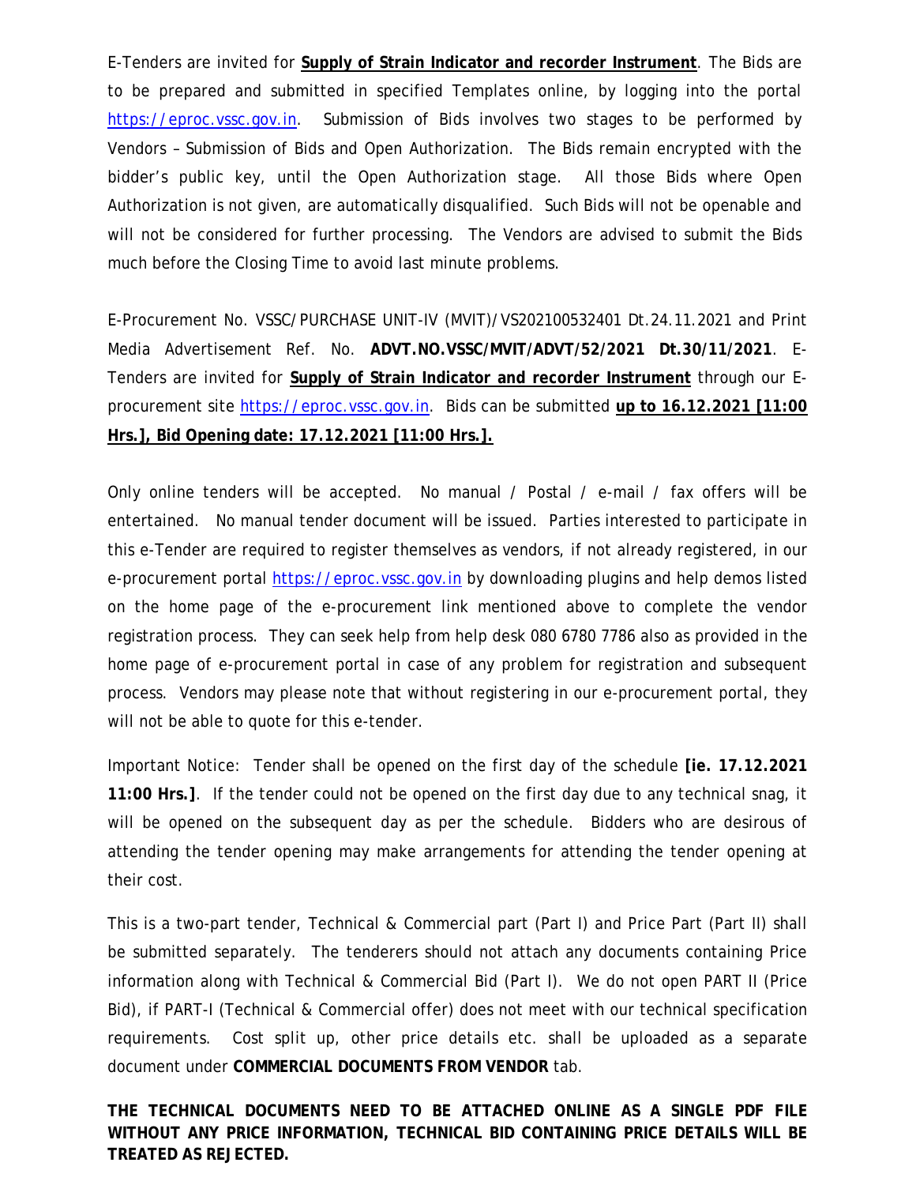E-Tenders are invited for **Supply of Strain Indicator and recorder Instrument**. The Bids are to be prepared and submitted in specified Templates online, by logging into the portal https://eproc.vssc.gov.in. Submission of Bids involves two stages to be performed by Vendors – Submission of Bids and Open Authorization. The Bids remain encrypted with the bidder's public key, until the Open Authorization stage. All those Bids where Open Authorization is not given, are automatically disqualified. Such Bids will not be openable and will not be considered for further processing. The Vendors are advised to submit the Bids much before the Closing Time to avoid last minute problems.

E-Procurement No. VSSC/PURCHASE UNIT-IV (MVIT)/VS202100532401 Dt.24.11.2021 and Print Media Advertisement Ref. No. **ADVT.NO.VSSC/MVIT/ADVT/52/2021 Dt.30/11/2021**. E-Tenders are invited for **Supply of Strain Indicator and recorder Instrument** through our E-procurement site https://eproc.vssc.gov.in. Bids can be submitted **up to 16.12.2021 [11:00 Hrs.], Bid Opening date: 17.12.2021 [11:00 Hrs.].**

Only online tenders will be accepted. No manual / Postal / e-mail / fax offers will be entertained. No manual tender document will be issued. Parties interested to participate in this e-Tender are required to register themselves as vendors, if not already registered, in our e-procurement portal https://eproc.vssc.gov.in by downloading plugins and help demos listed on the home page of the e-procurement link mentioned above to complete the vendor registration process. They can seek help from help desk 080 6780 7786 also as provided in the home page of e-procurement portal in case of any problem for registration and subsequent process. Vendors may please note that without registering in our e-procurement portal, they will not be able to quote for this e-tender.

Important Notice: Tender shall be opened on the first day of the schedule **[ie. 17.12.2021 11:00 Hrs.]**. If the tender could not be opened on the first day due to any technical snag, it will be opened on the subsequent day as per the schedule. Bidders who are desirous of attending the tender opening may make arrangements for attending the tender opening at their cost.

This is a two-part tender, Technical & Commercial part (Part I) and Price Part (Part II) shall be submitted separately. The tenderers should not attach any documents containing Price information along with Technical & Commercial Bid (Part I). We do not open PART II (Price Bid), if PART-I (Technical & Commercial offer) does not meet with our technical specification requirements. Cost split up, other price details etc. shall be uploaded as a separate document under **COMMERCIAL DOCUMENTS FROM VENDOR** tab.

**THE TECHNICAL DOCUMENTS NEED TO BE ATTACHED ONLINE AS A SINGLE PDF FILE WITHOUT ANY PRICE INFORMATION, TECHNICAL BID CONTAINING PRICE DETAILS WILL BE TREATED AS REJECTED.**